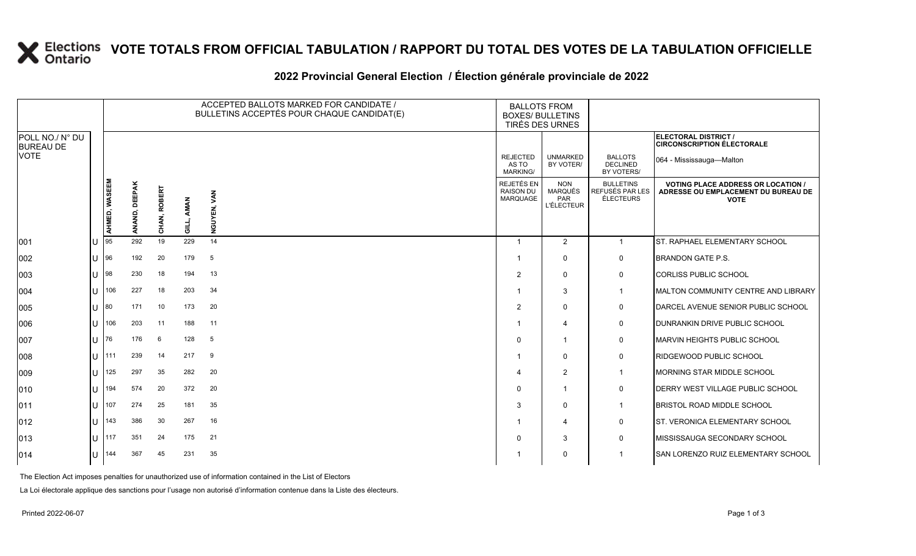# VOTE TOTALS FROM OFFICIAL TABULATION / RAPPORT DU TOTAL DES VOTES DE LA TABULATION OFFICIELLE

## 2022 Provincial General Election / Élection générale provinciale de 2022

| POLL NO./ N° DU BUREAU DE VOTE | | ACCEPTED BALLOTS MARKED FOR CANDIDATE / BULLETINS ACCEPTÉS POUR CHAQUE CANDIDAT(E) | | | | | BALLOTS FROM BOXES/ BULLETINS TIRÉS DES URNES | | | ELECTORAL DISTRICT / CIRCONSCRIPTION ÉLECTORALE 064 - Mississauga—Malton |
|---|---|---|---|---|---|---|---|---|---|---|
| | | AHMED, WASEEM | ANAND, DEEPAK | CHAN, ROBERT | GILL, AMAN | NGUYEN, VAN | REJECTED AS TO MARKING/ REJETÉS EN RAISON DU MARQUAGE | UNMARKED BY VOTER/ NON MARQUÉS PAR L'ÉLECTEUR | BALLOTS DECLINED BY VOTERS/ BULLETINS REFUSÉS PAR LES ÉLECTEURS | VOTING PLACE ADDRESS OR LOCATION / ADRESSE OU EMPLACEMENT DU BUREAU DE VOTE |
| 001 | U | 95 | 292 | 19 | 229 | 14 | 1 | 2 | 1 | ST. RAPHAEL ELEMENTARY SCHOOL |
| 002 | U | 96 | 192 | 20 | 179 | 5 | 1 | 0 | 0 | BRANDON GATE P.S. |
| 003 | U | 98 | 230 | 18 | 194 | 13 | 2 | 0 | 0 | CORLISS PUBLIC SCHOOL |
| 004 | U | 106 | 227 | 18 | 203 | 34 | 1 | 3 | 1 | MALTON COMMUNITY CENTRE AND LIBRARY |
| 005 | U | 80 | 171 | 10 | 173 | 20 | 2 | 0 | 0 | DARCEL AVENUE SENIOR PUBLIC SCHOOL |
| 006 | U | 106 | 203 | 11 | 188 | 11 | 1 | 4 | 0 | DUNRANKIN DRIVE PUBLIC SCHOOL |
| 007 | U | 76 | 176 | 6 | 128 | 5 | 0 | 1 | 0 | MARVIN HEIGHTS PUBLIC SCHOOL |
| 008 | U | 111 | 239 | 14 | 217 | 9 | 1 | 0 | 0 | RIDGEWOOD PUBLIC SCHOOL |
| 009 | U | 125 | 297 | 35 | 282 | 20 | 4 | 2 | 1 | MORNING STAR MIDDLE SCHOOL |
| 010 | U | 194 | 574 | 20 | 372 | 20 | 0 | 1 | 0 | DERRY WEST VILLAGE PUBLIC SCHOOL |
| 011 | U | 107 | 274 | 25 | 181 | 35 | 3 | 0 | 1 | BRISTOL ROAD MIDDLE SCHOOL |
| 012 | U | 143 | 386 | 30 | 267 | 16 | 1 | 4 | 0 | ST. VERONICA ELEMENTARY SCHOOL |
| 013 | U | 117 | 351 | 24 | 175 | 21 | 0 | 3 | 0 | MISSISSAUGA SECONDARY SCHOOL |
| 014 | U | 144 | 367 | 45 | 231 | 35 | 1 | 0 | 1 | SAN LORENZO RUIZ ELEMENTARY SCHOOL |

The Election Act imposes penalties for unauthorized use of information contained in the List of Electors

La Loi électorale applique des sanctions pour l'usage non autorisé d'information contenue dans la Liste des électeurs.

Printed 2022-06-07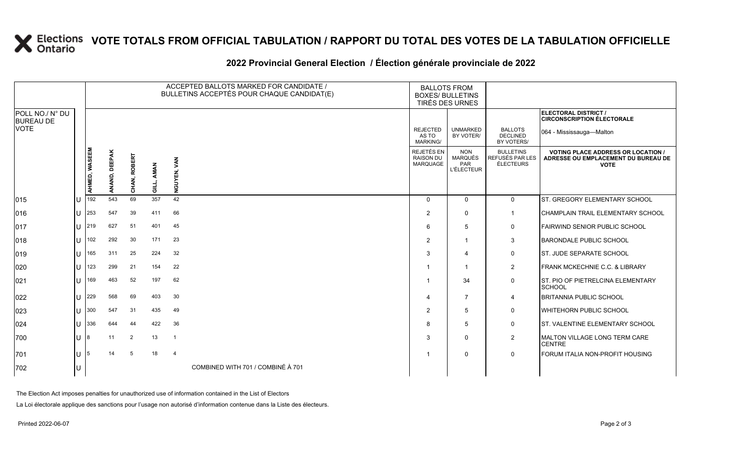# VOTE TOTALS FROM OFFICIAL TABULATION / RAPPORT DU TOTAL DES VOTES DE LA TABULATION OFFICIELLE

## 2022 Provincial General Election / Élection générale provinciale de 2022

ELECTORAL DISTRICT / CIRCONSCRIPTION ÉLECTORALE: 064 - Mississauga—Malton

| POLL NO./ N° DU BUREAU DE VOTE | | ACCEPTED BALLOTS MARKED FOR CANDIDATE / BULLETINS ACCEPTÉS POUR CHAQUE CANDIDAT(E) | | | | | BALLOTS FROM BOXES/ BULLETINS TIRÉS DES URNES | | | |
|---|---|---|---|---|---|---|---|---|---|---|
| | | AHMED, WASEEM | ANAND, DEEPAK | CHAN, ROBERT | GILL, AMAN | NGUYEN, VAN | REJECTED AS TO MARKING/ REJETÉS EN RAISON DU MARQUAGE | UNMARKED BY VOTER/ NON MARQUÉS PAR L'ÉLECTEUR | BALLOTS DECLINED BY VOTERS/ BULLETINS REFUSÉS PAR LES ÉLECTEURS | VOTING PLACE ADDRESS OR LOCATION / ADRESSE OU EMPLACEMENT DU BUREAU DE VOTE |
| 015 | U | 192 | 543 | 69 | 357 | 42 | 0 | 0 | 0 | ST. GREGORY ELEMENTARY SCHOOL |
| 016 | U | 253 | 547 | 39 | 411 | 66 | 2 | 0 | 1 | CHAMPLAIN TRAIL ELEMENTARY SCHOOL |
| 017 | U | 219 | 627 | 51 | 401 | 45 | 6 | 5 | 0 | FAIRWIND SENIOR PUBLIC SCHOOL |
| 018 | U | 102 | 292 | 30 | 171 | 23 | 2 | 1 | 3 | BARONDALE PUBLIC SCHOOL |
| 019 | U | 165 | 311 | 25 | 224 | 32 | 3 | 4 | 0 | ST. JUDE SEPARATE SCHOOL |
| 020 | U | 123 | 299 | 21 | 154 | 22 | 1 | 1 | 2 | FRANK MCKECHNIE C.C. & LIBRARY |
| 021 | U | 169 | 463 | 52 | 197 | 62 | 1 | 34 | 0 | ST. PIO OF PIETRELCINA ELEMENTARY SCHOOL |
| 022 | U | 229 | 568 | 69 | 403 | 30 | 4 | 7 | 4 | BRITANNIA PUBLIC SCHOOL |
| 023 | U | 300 | 547 | 31 | 435 | 49 | 2 | 5 | 0 | WHITEHORN PUBLIC SCHOOL |
| 024 | U | 336 | 644 | 44 | 422 | 36 | 8 | 5 | 0 | ST. VALENTINE ELEMENTARY SCHOOL |
| 700 | U | 8 | 11 | 2 | 13 | 1 | 3 | 0 | 2 | MALTON VILLAGE LONG TERM CARE CENTRE |
| 701 | U | 5 | 14 | 5 | 18 | 4 | 1 | 0 | 0 | FORUM ITALIA NON-PROFIT HOUSING |
| 702 | U | COMBINED WITH 701 / COMBINÉ À 701 | | | | | | | | |

The Election Act imposes penalties for unauthorized use of information contained in the List of Electors

La Loi électorale applique des sanctions pour l'usage non autorisé d'information contenue dans la Liste des électeurs.

Printed 2022-06-07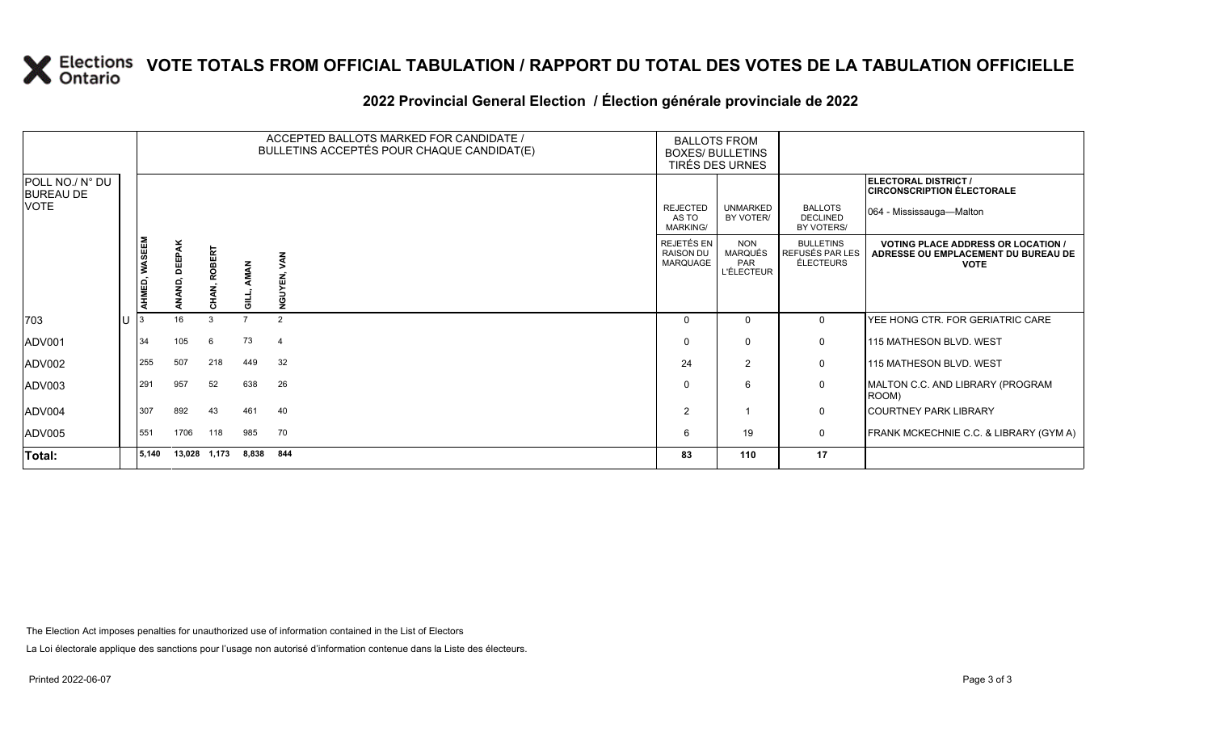# VOTE TOTALS FROM OFFICIAL TABULATION / RAPPORT DU TOTAL DES VOTES DE LA TABULATION OFFICIELLE

## 2022 Provincial General Election / Élection générale provinciale de 2022

| POLL NO./ N° DU BUREAU DE VOTE | | ACCEPTED BALLOTS MARKED FOR CANDIDATE / BULLETINS ACCEPTÉS POUR CHAQUE CANDIDAT(E) | | | | | BALLOTS FROM BOXES/ BULLETINS TIRÉS DES URNES | | | ELECTORAL DISTRICT / CIRCONSCRIPTION ÉLECTORALE 064 - Mississauga—Malton |
|---|---|---|---|---|---|---|---|---|---|---|
| | | AHMED, WASEEM | ANAND, DEEPAK | CHAN, ROBERT | GILL, AMAN | NGUYEN, VAN | REJECTED AS TO MARKING/ REJETÉS EN RAISON DU MARQUAGE | UNMARKED BY VOTER/ NON MARQUÉS PAR L'ÉLECTEUR | BALLOTS DECLINED BY VOTERS/ BULLETINS REFUSÉS PAR LES ÉLECTEURS | VOTING PLACE ADDRESS OR LOCATION / ADRESSE OU EMPLACEMENT DU BUREAU DE VOTE |
| 703 | U | 3 | 16 | 3 | 7 | 2 | 0 | 0 | 0 | YEE HONG CTR. FOR GERIATRIC CARE |
| ADV001 | | 34 | 105 | 6 | 73 | 4 | 0 | 0 | 0 | 115 MATHESON BLVD. WEST |
| ADV002 | | 255 | 507 | 218 | 449 | 32 | 24 | 2 | 0 | 115 MATHESON BLVD. WEST |
| ADV003 | | 291 | 957 | 52 | 638 | 26 | 0 | 6 | 0 | MALTON C.C. AND LIBRARY (PROGRAM ROOM) |
| ADV004 | | 307 | 892 | 43 | 461 | 40 | 2 | 1 | 0 | COURTNEY PARK LIBRARY |
| ADV005 | | 551 | 1706 | 118 | 985 | 70 | 6 | 19 | 0 | FRANK MCKECHNIE C.C. & LIBRARY (GYM A) |
| **Total:** | | **5,140** | **13,028** | **1,173** | **8,838** | **844** | **83** | **110** | **17** | |

The Election Act imposes penalties for unauthorized use of information contained in the List of Electors

La Loi électorale applique des sanctions pour l'usage non autorisé d'information contenue dans la Liste des électeurs.

Printed 2022-06-07